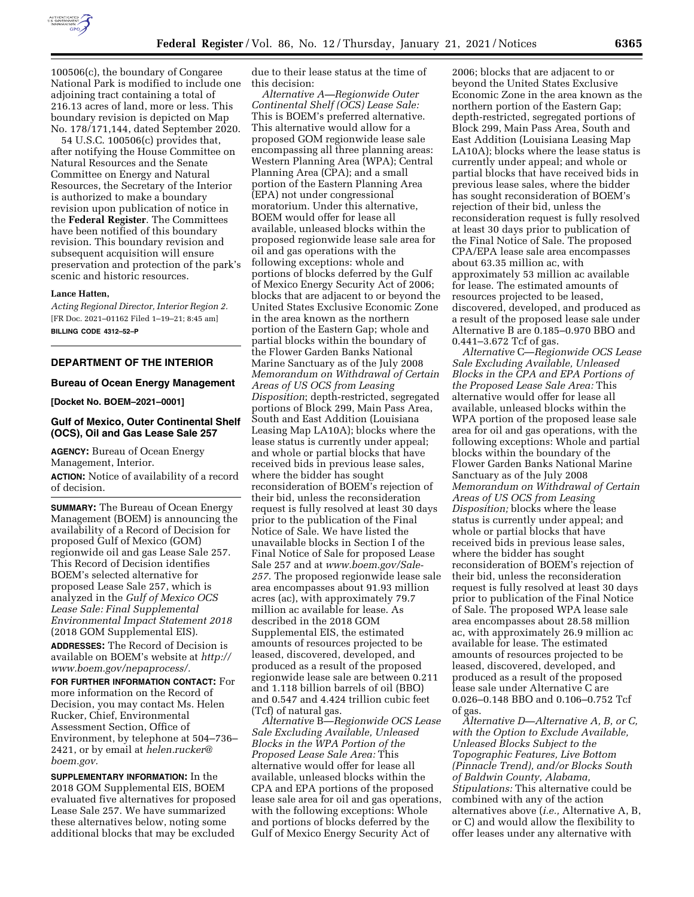100506(c), the boundary of Congaree National Park is modified to include one adjoining tract containing a total of 216.13 acres of land, more or less. This boundary revision is depicted on Map No. 178/171,144, dated September 2020.

54 U.S.C. 100506(c) provides that, after notifying the House Committee on Natural Resources and the Senate Committee on Energy and Natural Resources, the Secretary of the Interior is authorized to make a boundary revision upon publication of notice in the **Federal Register**. The Committees have been notified of this boundary revision. This boundary revision and subsequent acquisition will ensure preservation and protection of the park's scenic and historic resources.

**Lance Hatten,**

*Acting Regional Director, Interior Region 2.*

[FR Doc. 2021–01162 Filed 1–19–21; 8:45 am]

**BILLING CODE 4312–52–P**

## DEPARTMENT OF THE INTERIOR

### Bureau of Ocean Energy Management

**[Docket No. BOEM–2021–0001]**

### Gulf of Mexico, Outer Continental Shelf (OCS), Oil and Gas Lease Sale 257

**AGENCY:** Bureau of Ocean Energy Management, Interior.

**ACTION:** Notice of availability of a record of decision.

**SUMMARY:** The Bureau of Ocean Energy Management (BOEM) is announcing the availability of a Record of Decision for proposed Gulf of Mexico (GOM) regionwide oil and gas Lease Sale 257. This Record of Decision identifies BOEM's selected alternative for proposed Lease Sale 257, which is analyzed in the *Gulf of Mexico OCS Lease Sale: Final Supplemental Environmental Impact Statement 2018* (2018 GOM Supplemental EIS).

**ADDRESSES:** The Record of Decision is available on BOEM's website at *http://www.boem.gov/nepaprocess/.*

**FOR FURTHER INFORMATION CONTACT:** For more information on the Record of Decision, you may contact Ms. Helen Rucker, Chief, Environmental Assessment Section, Office of Environment, by telephone at 504–736–2421, or by email at *helen.rucker@boem.gov.*

**SUPPLEMENTARY INFORMATION:** In the 2018 GOM Supplemental EIS, BOEM evaluated five alternatives for proposed Lease Sale 257. We have summarized these alternatives below, noting some additional blocks that may be excluded due to their lease status at the time of this decision:

*Alternative A—Regionwide Outer Continental Shelf (OCS) Lease Sale:* This is BOEM's preferred alternative. This alternative would allow for a proposed GOM regionwide lease sale encompassing all three planning areas: Western Planning Area (WPA); Central Planning Area (CPA); and a small portion of the Eastern Planning Area (EPA) not under congressional moratorium. Under this alternative, BOEM would offer for lease all available, unleased blocks within the proposed regionwide lease sale area for oil and gas operations with the following exceptions: whole and portions of blocks deferred by the Gulf of Mexico Energy Security Act of 2006; blocks that are adjacent to or beyond the United States Exclusive Economic Zone in the area known as the northern portion of the Eastern Gap; whole and partial blocks within the boundary of the Flower Garden Banks National Marine Sanctuary as of the July 2008 *Memorandum on Withdrawal of Certain Areas of US OCS from Leasing Disposition*; depth-restricted, segregated portions of Block 299, Main Pass Area, South and East Addition (Louisiana Leasing Map LA10A); blocks where the lease status is currently under appeal; and whole or partial blocks that have received bids in previous lease sales, where the bidder has sought reconsideration of BOEM's rejection of their bid, unless the reconsideration request is fully resolved at least 30 days prior to the publication of the Final Notice of Sale. We have listed the unavailable blocks in Section I of the Final Notice of Sale for proposed Lease Sale 257 and at *www.boem.gov/Sale-257.* The proposed regionwide lease sale area encompasses about 91.93 million acres (ac), with approximately 79.7 million ac available for lease. As described in the 2018 GOM Supplemental EIS, the estimated amounts of resources projected to be leased, discovered, developed, and produced as a result of the proposed regionwide lease sale are between 0.211 and 1.118 billion barrels of oil (BBO) and 0.547 and 4.424 trillion cubic feet (Tcf) of natural gas.

*Alternative B—Regionwide OCS Lease Sale Excluding Available, Unleased Blocks in the WPA Portion of the Proposed Lease Sale Area:* This alternative would offer for lease all available, unleased blocks within the CPA and EPA portions of the proposed lease sale area for oil and gas operations, with the following exceptions: Whole and portions of blocks deferred by the Gulf of Mexico Energy Security Act of 2006; blocks that are adjacent to or beyond the United States Exclusive Economic Zone in the area known as the northern portion of the Eastern Gap; depth-restricted, segregated portions of Block 299, Main Pass Area, South and East Addition (Louisiana Leasing Map LA10A); blocks where the lease status is currently under appeal; and whole or partial blocks that have received bids in previous lease sales, where the bidder has sought reconsideration of BOEM's rejection of their bid, unless the reconsideration request is fully resolved at least 30 days prior to publication of the Final Notice of Sale. The proposed CPA/EPA lease sale area encompasses about 63.35 million ac, with approximately 53 million ac available for lease. The estimated amounts of resources projected to be leased, discovered, developed, and produced as a result of the proposed lease sale under Alternative B are 0.185–0.970 BBO and 0.441–3.672 Tcf of gas.

*Alternative C—Regionwide OCS Lease Sale Excluding Available, Unleased Blocks in the CPA and EPA Portions of the Proposed Lease Sale Area:* This alternative would offer for lease all available, unleased blocks within the WPA portion of the proposed lease sale area for oil and gas operations, with the following exceptions: Whole and partial blocks within the boundary of the Flower Garden Banks National Marine Sanctuary as of the July 2008 *Memorandum on Withdrawal of Certain Areas of US OCS from Leasing Disposition;* blocks where the lease status is currently under appeal; and whole or partial blocks that have received bids in previous lease sales, where the bidder has sought reconsideration of BOEM's rejection of their bid, unless the reconsideration request is fully resolved at least 30 days prior to publication of the Final Notice of Sale. The proposed WPA lease sale area encompasses about 28.58 million ac, with approximately 26.9 million ac available for lease. The estimated amounts of resources projected to be leased, discovered, developed, and produced as a result of the proposed lease sale under Alternative C are 0.026–0.148 BBO and 0.106–0.752 Tcf of gas.

*Alternative D—Alternative A, B, or C, with the Option to Exclude Available, Unleased Blocks Subject to the Topographic Features, Live Bottom (Pinnacle Trend), and/or Blocks South of Baldwin County, Alabama, Stipulations:* This alternative could be combined with any of the action alternatives above (*i.e.,* Alternative A, B, or C) and would allow the flexibility to offer leases under any alternative with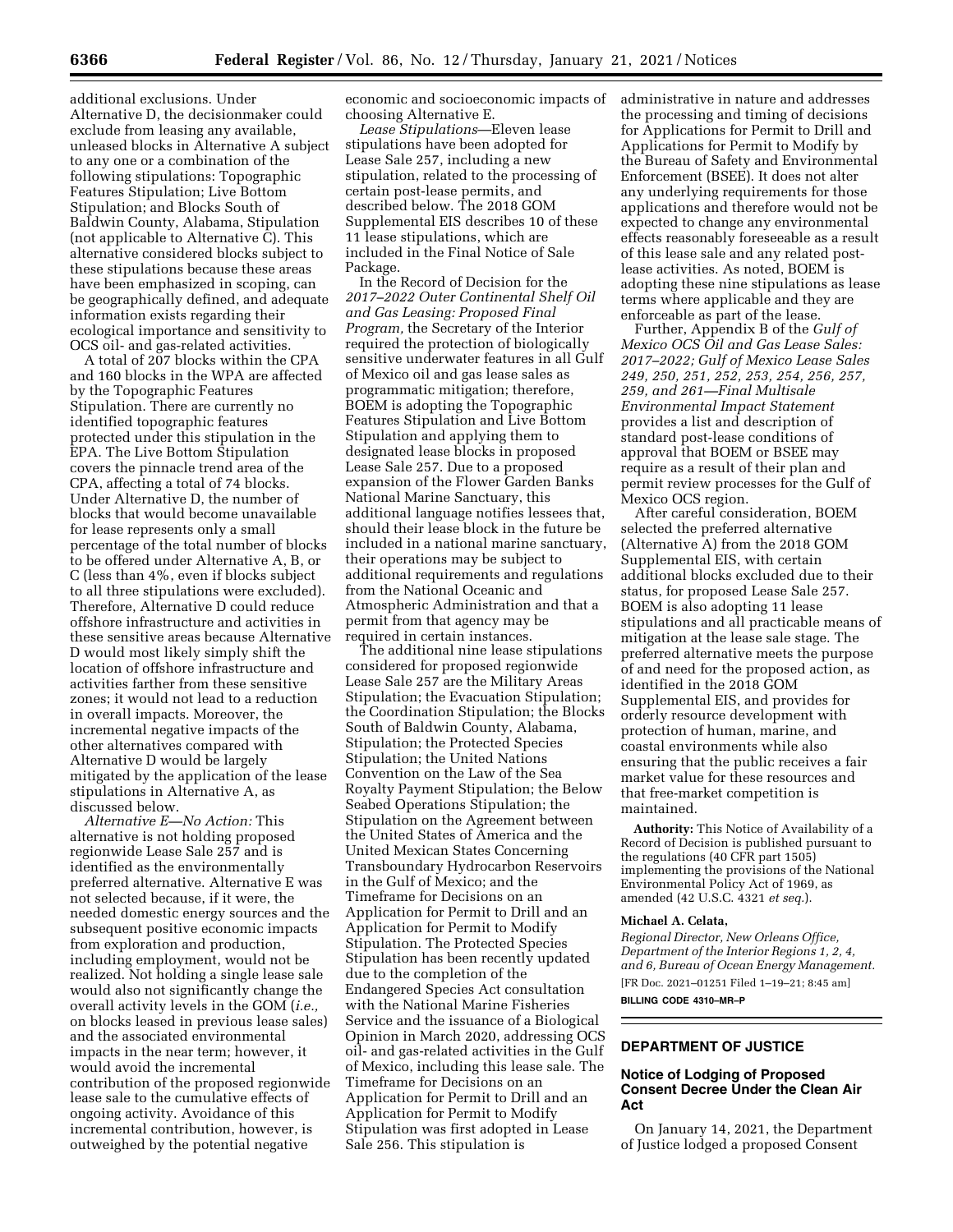additional exclusions. Under Alternative D, the decisionmaker could exclude from leasing any available, unleased blocks in Alternative A subject to any one or a combination of the following stipulations: Topographic Features Stipulation; Live Bottom Stipulation; and Blocks South of Baldwin County, Alabama, Stipulation (not applicable to Alternative C). This alternative considered blocks subject to these stipulations because these areas have been emphasized in scoping, can be geographically defined, and adequate information exists regarding their ecological importance and sensitivity to OCS oil- and gas-related activities.

A total of 207 blocks within the CPA and 160 blocks in the WPA are affected by the Topographic Features Stipulation. There are currently no identified topographic features protected under this stipulation in the EPA. The Live Bottom Stipulation covers the pinnacle trend area of the CPA, affecting a total of 74 blocks. Under Alternative D, the number of blocks that would become unavailable for lease represents only a small percentage of the total number of blocks to be offered under Alternative A, B, or C (less than 4%, even if blocks subject to all three stipulations were excluded). Therefore, Alternative D could reduce offshore infrastructure and activities in these sensitive areas because Alternative D would most likely simply shift the location of offshore infrastructure and activities farther from these sensitive zones; it would not lead to a reduction in overall impacts. Moreover, the incremental negative impacts of the other alternatives compared with Alternative D would be largely mitigated by the application of the lease stipulations in Alternative A, as discussed below.

*Alternative E—No Action:* This alternative is not holding proposed regionwide Lease Sale 257 and is identified as the environmentally preferred alternative. Alternative E was not selected because, if it were, the needed domestic energy sources and the subsequent positive economic impacts from exploration and production, including employment, would not be realized. Not holding a single lease sale would also not significantly change the overall activity levels in the GOM (*i.e.,* on blocks leased in previous lease sales) and the associated environmental impacts in the near term; however, it would avoid the incremental contribution of the proposed regionwide lease sale to the cumulative effects of ongoing activity. Avoidance of this incremental contribution, however, is outweighed by the potential negative economic and socioeconomic impacts of choosing Alternative E.

*Lease Stipulations*—Eleven lease stipulations have been adopted for Lease Sale 257, including a new stipulation, related to the processing of certain post-lease permits, and described below. The 2018 GOM Supplemental EIS describes 10 of these 11 lease stipulations, which are included in the Final Notice of Sale Package.

In the Record of Decision for the *2017–2022 Outer Continental Shelf Oil and Gas Leasing: Proposed Final Program,* the Secretary of the Interior required the protection of biologically sensitive underwater features in all Gulf of Mexico oil and gas lease sales as programmatic mitigation; therefore, BOEM is adopting the Topographic Features Stipulation and Live Bottom Stipulation and applying them to designated lease blocks in proposed Lease Sale 257. Due to a proposed expansion of the Flower Garden Banks National Marine Sanctuary, this additional language notifies lessees that, should their lease block in the future be included in a national marine sanctuary, their operations may be subject to additional requirements and regulations from the National Oceanic and Atmospheric Administration and that a permit from that agency may be required in certain instances.

The additional nine lease stipulations considered for proposed regionwide Lease Sale 257 are the Military Areas Stipulation; the Evacuation Stipulation; the Coordination Stipulation; the Blocks South of Baldwin County, Alabama, Stipulation; the Protected Species Stipulation; the United Nations Convention on the Law of the Sea Royalty Payment Stipulation; the Below Seabed Operations Stipulation; the Stipulation on the Agreement between the United States of America and the United Mexican States Concerning Transboundary Hydrocarbon Reservoirs in the Gulf of Mexico; and the Timeframe for Decisions on an Application for Permit to Drill and an Application for Permit to Modify Stipulation. The Protected Species Stipulation has been recently updated due to the completion of the Endangered Species Act consultation with the National Marine Fisheries Service and the issuance of a Biological Opinion in March 2020, addressing OCS oil- and gas-related activities in the Gulf of Mexico, including this lease sale. The Timeframe for Decisions on an Application for Permit to Drill and an Application for Permit to Modify Stipulation was first adopted in Lease Sale 256. This stipulation is administrative in nature and addresses the processing and timing of decisions for Applications for Permit to Drill and Applications for Permit to Modify by the Bureau of Safety and Environmental Enforcement (BSEE). It does not alter any underlying requirements for those applications and therefore would not be expected to change any environmental effects reasonably foreseeable as a result of this lease sale and any related post-lease activities. As noted, BOEM is adopting these nine stipulations as lease terms where applicable and they are enforceable as part of the lease.

Further, Appendix B of the *Gulf of Mexico OCS Oil and Gas Lease Sales: 2017–2022; Gulf of Mexico Lease Sales 249, 250, 251, 252, 253, 254, 256, 257, 259, and 261—Final Multisale Environmental Impact Statement* provides a list and description of standard post-lease conditions of approval that BOEM or BSEE may require as a result of their plan and permit review processes for the Gulf of Mexico OCS region.

After careful consideration, BOEM selected the preferred alternative (Alternative A) from the 2018 GOM Supplemental EIS, with certain additional blocks excluded due to their status, for proposed Lease Sale 257. BOEM is also adopting 11 lease stipulations and all practicable means of mitigation at the lease sale stage. The preferred alternative meets the purpose of and need for the proposed action, as identified in the 2018 GOM Supplemental EIS, and provides for orderly resource development with protection of human, marine, and coastal environments while also ensuring that the public receives a fair market value for these resources and that free-market competition is maintained.

**Authority:** This Notice of Availability of a Record of Decision is published pursuant to the regulations (40 CFR part 1505) implementing the provisions of the National Environmental Policy Act of 1969, as amended (42 U.S.C. 4321 *et seq.*).

**Michael A. Celata,**

*Regional Director, New Orleans Office, Department of the Interior Regions 1, 2, 4, and 6, Bureau of Ocean Energy Management.*

[FR Doc. 2021–01251 Filed 1–19–21; 8:45 am]

**BILLING CODE 4310–MR–P**

## DEPARTMENT OF JUSTICE

### Notice of Lodging of Proposed Consent Decree Under the Clean Air Act

On January 14, 2021, the Department of Justice lodged a proposed Consent